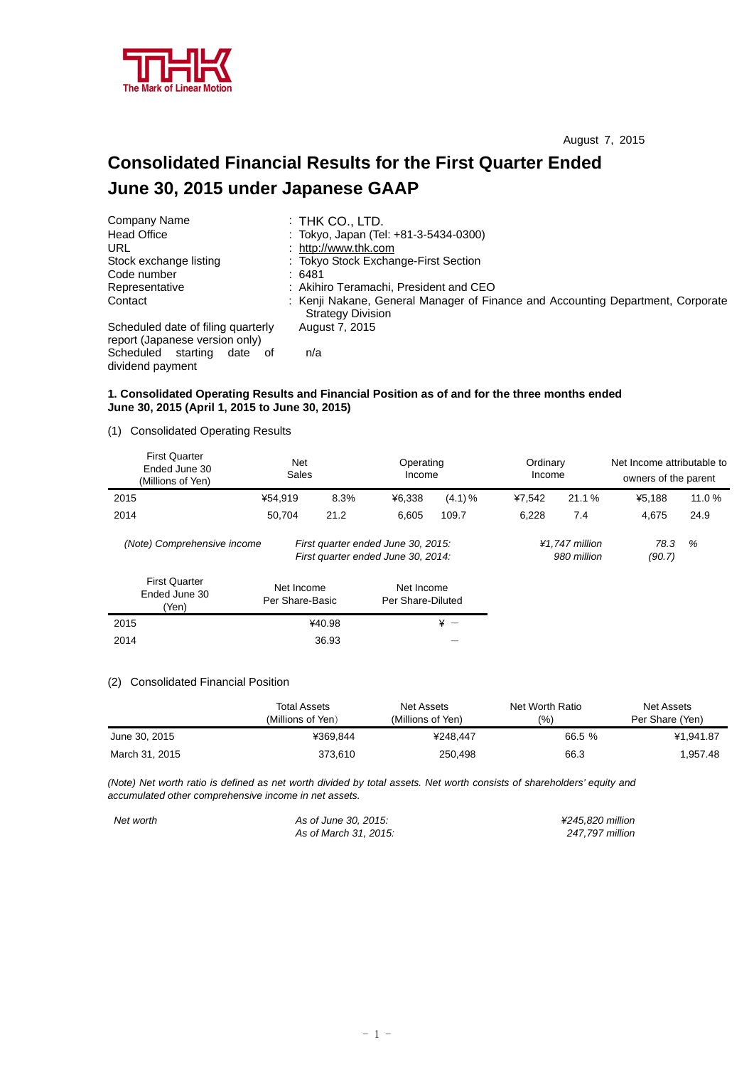THK The Mark of Linear Motion

August 7, 2015

# Consolidated Financial Results for the First Quarter Ended June 30, 2015 under Japanese GAAP

| | |
|---|---|
| Company Name | : THK CO., LTD. |
| Head Office | : Tokyo, Japan (Tel: +81-3-5434-0300) |
| URL | : http://www.thk.com |
| Stock exchange listing | : Tokyo Stock Exchange-First Section |
| Code number | : 6481 |
| Representative | : Akihiro Teramachi, President and CEO |
| Contact | : Kenji Nakane, General Manager of Finance and Accounting Department, Corporate Strategy Division |
| Scheduled date of filing quarterly report (Japanese version only) | August 7, 2015 |
| Scheduled starting date of dividend payment | n/a |

**1. Consolidated Operating Results and Financial Position as of and for the three months ended June 30, 2015 (April 1, 2015 to June 30, 2015)**

(1) Consolidated Operating Results

| First Quarter Ended June 30 (Millions of Yen) | Net Sales | | Operating Income | | Ordinary Income | | Net Income attributable to owners of the parent | |
|---|---|---|---|---|---|---|---|---|
| 2015 | ¥54,919 | 8.3% | ¥6,338 | (4.1) % | ¥7,542 | 21.1 % | ¥5,188 | 11.0 % |
| 2014 | 50,704 | 21.2 | 6,605 | 109.7 | 6,228 | 7.4 | 4,675 | 24.9 |

*(Note) Comprehensive income* | *First quarter ended June 30, 2015:* *¥1,747 million* *78.3 %* | *First quarter ended June 30, 2014:* *980 million* *(90.7)*

| First Quarter Ended June 30 (Yen) | Net Income Per Share-Basic | Net Income Per Share-Diluted |
|---|---|---|
| 2015 | ¥40.98 | ¥ ― |
| 2014 | 36.93 | ― |

(2) Consolidated Financial Position

| | Total Assets (Millions of Yen) | Net Assets (Millions of Yen) | Net Worth Ratio (%) | Net Assets Per Share (Yen) |
|---|---|---|---|---|
| June 30, 2015 | ¥369,844 | ¥248,447 | 66.5 % | ¥1,941.87 |
| March 31, 2015 | 373,610 | 250,498 | 66.3 | 1,957.48 |

*(Note) Net worth ratio is defined as net worth divided by total assets. Net worth consists of shareholders' equity and accumulated other comprehensive income in net assets.*

| | | |
|---|---|---|
| *Net worth* | *As of June 30, 2015:* | *¥245,820 million* |
| | *As of March 31, 2015:* | *247,797 million* |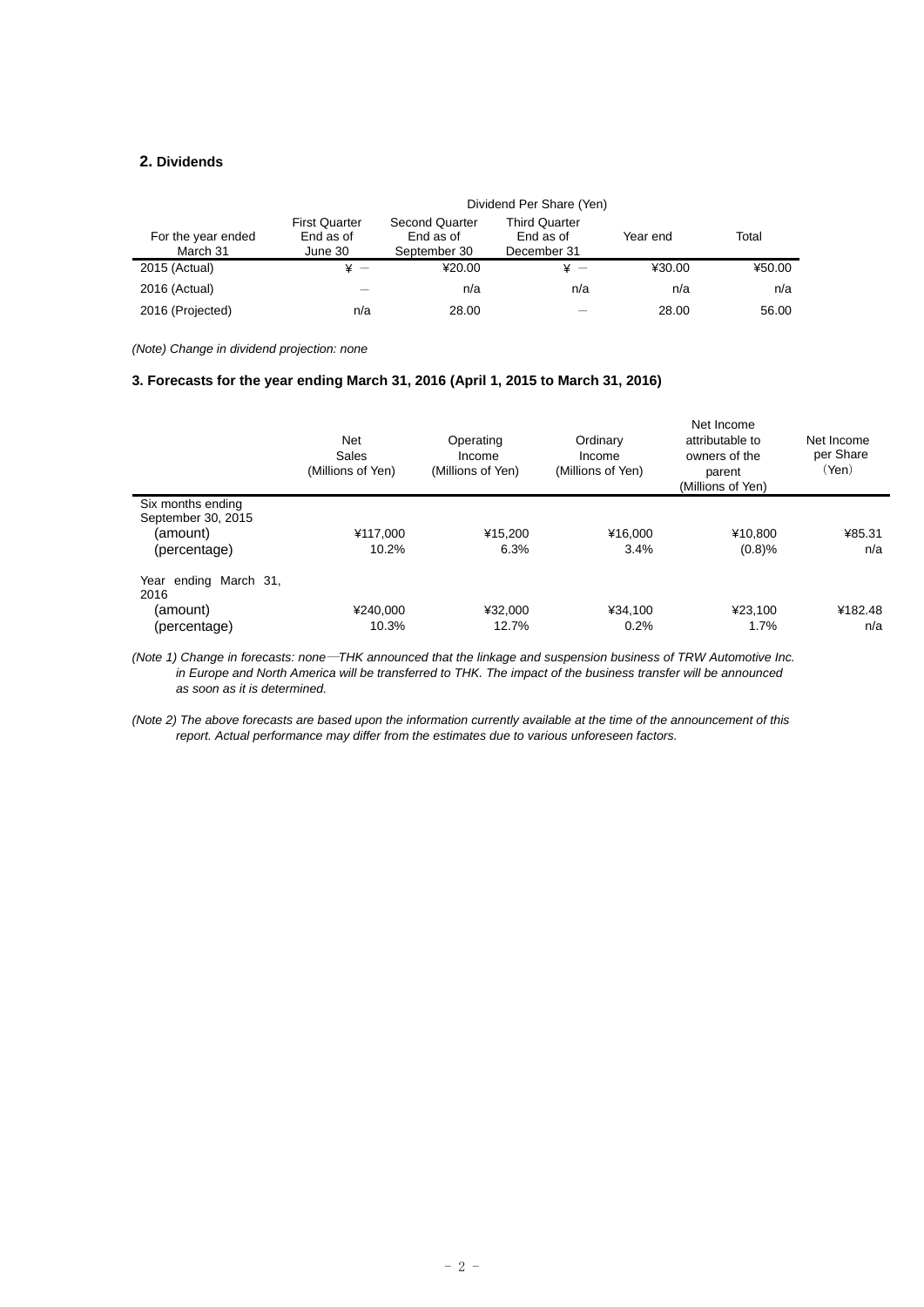## 2. Dividends

| For the year ended March 31 | Dividend Per Share (Yen) | | | | |
|---|---|---|---|---|---|
| | First Quarter End as of June 30 | Second Quarter End as of September 30 | Third Quarter End as of December 31 | Year end | Total |
| 2015 (Actual) | ¥ — | ¥20.00 | ¥ — | ¥30.00 | ¥50.00 |
| 2016 (Actual) | — | n/a | n/a | n/a | n/a |
| 2016 (Projected) | n/a | 28.00 | — | 28.00 | 56.00 |

*(Note) Change in dividend projection: none*

### 3. Forecasts for the year ending March 31, 2016 (April 1, 2015 to March 31, 2016)

| | Net Sales (Millions of Yen) | Operating Income (Millions of Yen) | Ordinary Income (Millions of Yen) | Net Income attributable to owners of the parent (Millions of Yen) | Net Income per Share （Yen） |
|---|---|---|---|---|---|
| Six months ending September 30, 2015 | | | | | |
| (amount) | ¥117,000 | ¥15,200 | ¥16,000 | ¥10,800 | ¥85.31 |
| (percentage) | 10.2% | 6.3% | 3.4% | (0.8)% | n/a |
| Year ending March 31, 2016 | | | | | |
| (amount) | ¥240,000 | ¥32,000 | ¥34,100 | ¥23,100 | ¥182.48 |
| (percentage) | 10.3% | 12.7% | 0.2% | 1.7% | n/a |

*(Note 1) Change in forecasts: none—THK announced that the linkage and suspension business of TRW Automotive Inc. in Europe and North America will be transferred to THK. The impact of the business transfer will be announced as soon as it is determined.*

*(Note 2) The above forecasts are based upon the information currently available at the time of the announcement of this report. Actual performance may differ from the estimates due to various unforeseen factors.*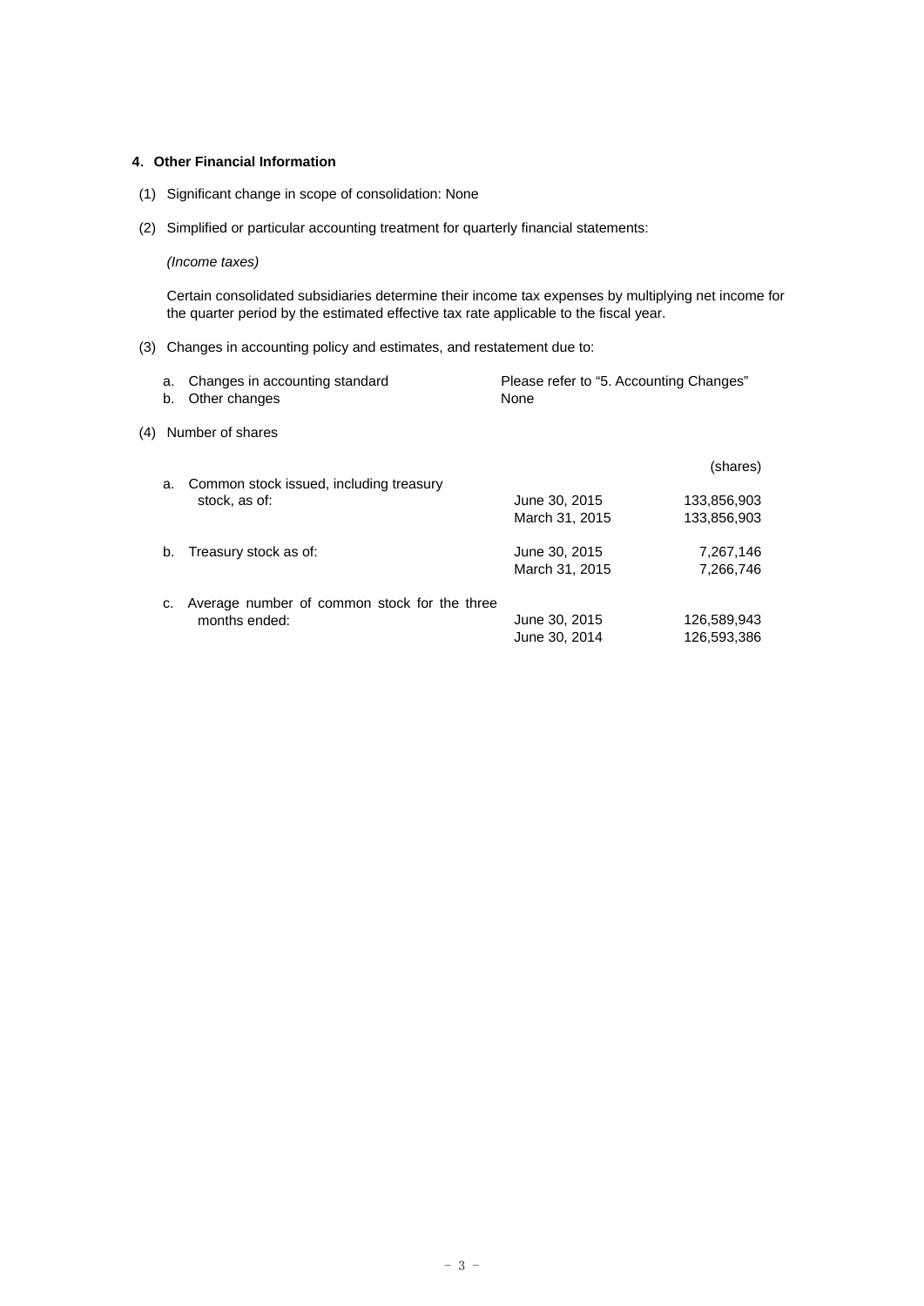## 4. Other Financial Information

(1) Significant change in scope of consolidation: None

(2) Simplified or particular accounting treatment for quarterly financial statements:

*(Income taxes)*

Certain consolidated subsidiaries determine their income tax expenses by multiplying net income for the quarter period by the estimated effective tax rate applicable to the fiscal year.

(3) Changes in accounting policy and estimates, and restatement due to:

| | |
|---|---|
| a. Changes in accounting standard | Please refer to “5. Accounting Changes” |
| b. Other changes | None |

(4) Number of shares

| | | (shares) |
|---|---|---|
| a. Common stock issued, including treasury stock, as of: | June 30, 2015 | 133,856,903 |
| | March 31, 2015 | 133,856,903 |
| b. Treasury stock as of: | June 30, 2015 | 7,267,146 |
| | March 31, 2015 | 7,266,746 |
| c. Average number of common stock for the three months ended: | June 30, 2015 | 126,589,943 |
| | June 30, 2014 | 126,593,386 |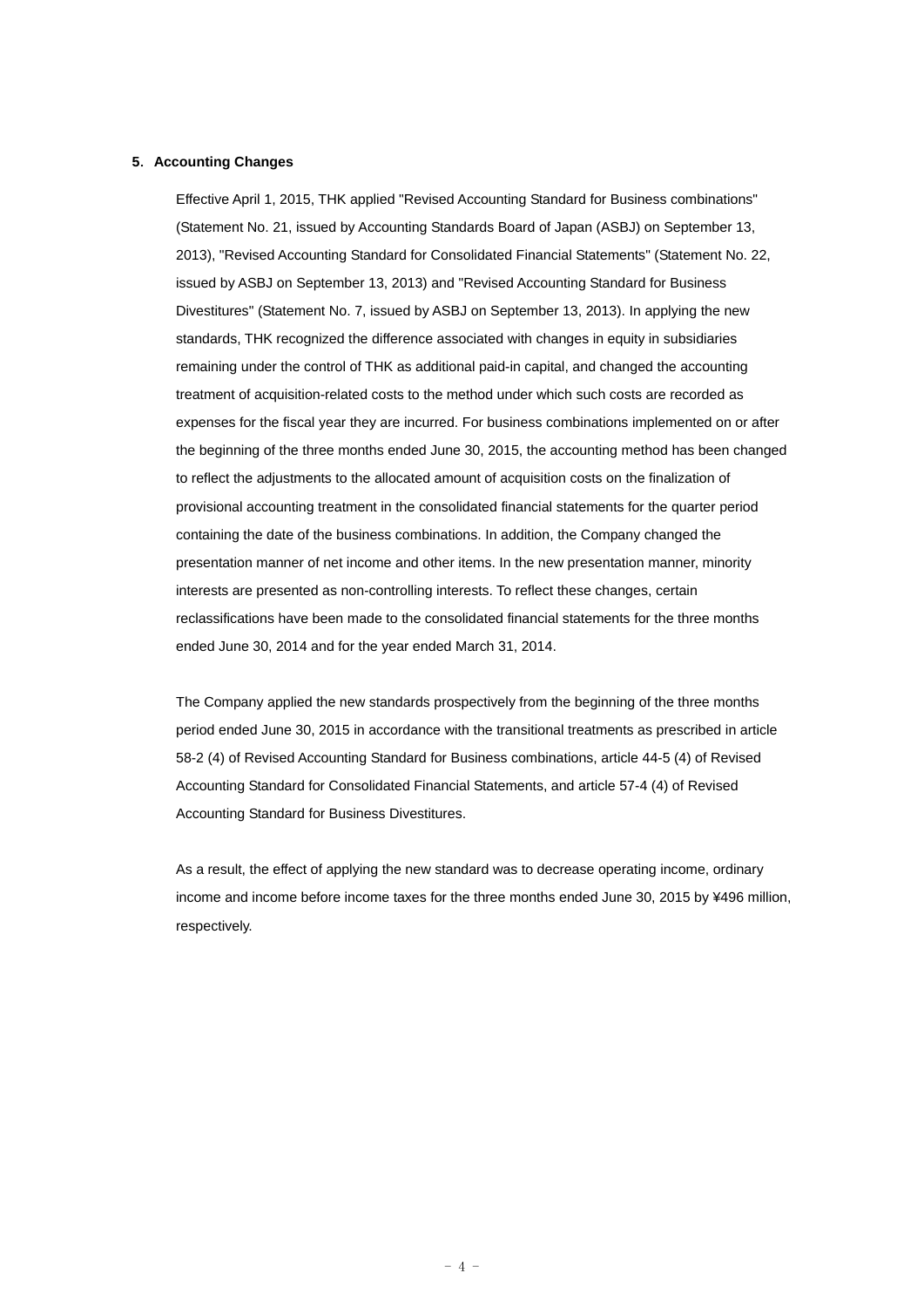## 5. Accounting Changes

Effective April 1, 2015, THK applied "Revised Accounting Standard for Business combinations" (Statement No. 21, issued by Accounting Standards Board of Japan (ASBJ) on September 13, 2013), "Revised Accounting Standard for Consolidated Financial Statements" (Statement No. 22, issued by ASBJ on September 13, 2013) and "Revised Accounting Standard for Business Divestitures" (Statement No. 7, issued by ASBJ on September 13, 2013). In applying the new standards, THK recognized the difference associated with changes in equity in subsidiaries remaining under the control of THK as additional paid-in capital, and changed the accounting treatment of acquisition-related costs to the method under which such costs are recorded as expenses for the fiscal year they are incurred. For business combinations implemented on or after the beginning of the three months ended June 30, 2015, the accounting method has been changed to reflect the adjustments to the allocated amount of acquisition costs on the finalization of provisional accounting treatment in the consolidated financial statements for the quarter period containing the date of the business combinations. In addition, the Company changed the presentation manner of net income and other items. In the new presentation manner, minority interests are presented as non-controlling interests. To reflect these changes, certain reclassifications have been made to the consolidated financial statements for the three months ended June 30, 2014 and for the year ended March 31, 2014.

The Company applied the new standards prospectively from the beginning of the three months period ended June 30, 2015 in accordance with the transitional treatments as prescribed in article 58-2 (4) of Revised Accounting Standard for Business combinations, article 44-5 (4) of Revised Accounting Standard for Consolidated Financial Statements, and article 57-4 (4) of Revised Accounting Standard for Business Divestitures.

As a result, the effect of applying the new standard was to decrease operating income, ordinary income and income before income taxes for the three months ended June 30, 2015 by ¥496 million, respectively.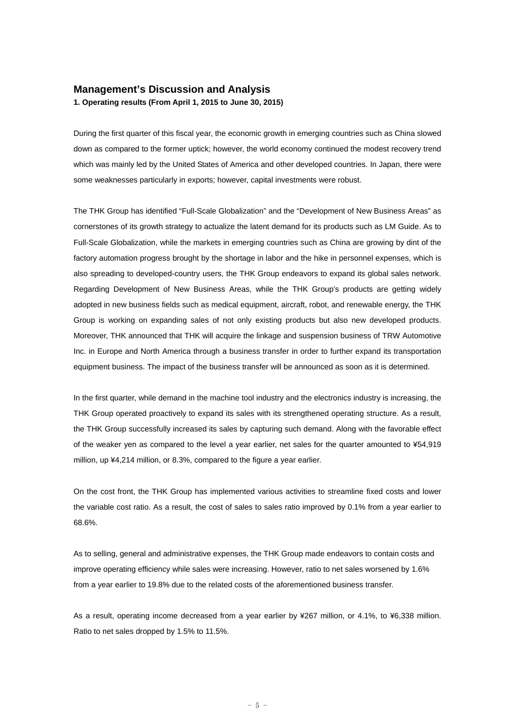## Management's Discussion and Analysis

**1. Operating results (From April 1, 2015 to June 30, 2015)**

During the first quarter of this fiscal year, the economic growth in emerging countries such as China slowed down as compared to the former uptick; however, the world economy continued the modest recovery trend which was mainly led by the United States of America and other developed countries. In Japan, there were some weaknesses particularly in exports; however, capital investments were robust.

The THK Group has identified "Full-Scale Globalization" and the "Development of New Business Areas" as cornerstones of its growth strategy to actualize the latent demand for its products such as LM Guide. As to Full-Scale Globalization, while the markets in emerging countries such as China are growing by dint of the factory automation progress brought by the shortage in labor and the hike in personnel expenses, which is also spreading to developed-country users, the THK Group endeavors to expand its global sales network. Regarding Development of New Business Areas, while the THK Group's products are getting widely adopted in new business fields such as medical equipment, aircraft, robot, and renewable energy, the THK Group is working on expanding sales of not only existing products but also new developed products. Moreover, THK announced that THK will acquire the linkage and suspension business of TRW Automotive Inc. in Europe and North America through a business transfer in order to further expand its transportation equipment business. The impact of the business transfer will be announced as soon as it is determined.

In the first quarter, while demand in the machine tool industry and the electronics industry is increasing, the THK Group operated proactively to expand its sales with its strengthened operating structure. As a result, the THK Group successfully increased its sales by capturing such demand. Along with the favorable effect of the weaker yen as compared to the level a year earlier, net sales for the quarter amounted to ¥54,919 million, up ¥4,214 million, or 8.3%, compared to the figure a year earlier.

On the cost front, the THK Group has implemented various activities to streamline fixed costs and lower the variable cost ratio. As a result, the cost of sales to sales ratio improved by 0.1% from a year earlier to 68.6%.

As to selling, general and administrative expenses, the THK Group made endeavors to contain costs and improve operating efficiency while sales were increasing. However, ratio to net sales worsened by 1.6% from a year earlier to 19.8% due to the related costs of the aforementioned business transfer.

As a result, operating income decreased from a year earlier by ¥267 million, or 4.1%, to ¥6,338 million. Ratio to net sales dropped by 1.5% to 11.5%.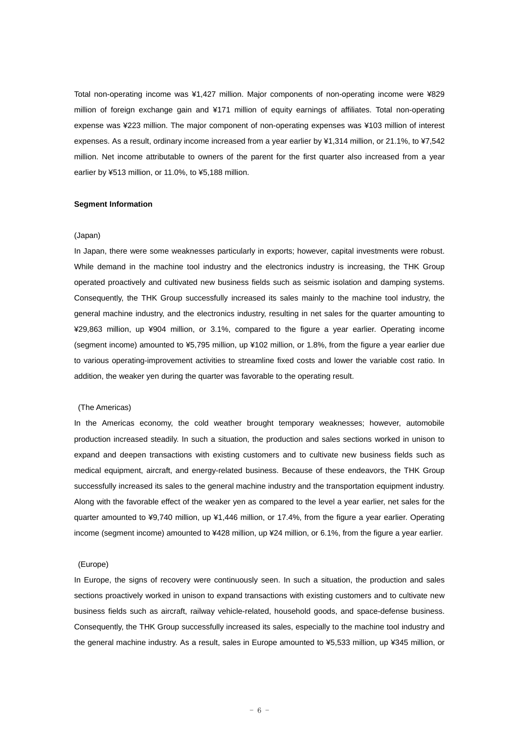Total non-operating income was ¥1,427 million. Major components of non-operating income were ¥829 million of foreign exchange gain and ¥171 million of equity earnings of affiliates. Total non-operating expense was ¥223 million. The major component of non-operating expenses was ¥103 million of interest expenses. As a result, ordinary income increased from a year earlier by ¥1,314 million, or 21.1%, to ¥7,542 million. Net income attributable to owners of the parent for the first quarter also increased from a year earlier by ¥513 million, or 11.0%, to ¥5,188 million.

**Segment Information**

(Japan)

In Japan, there were some weaknesses particularly in exports; however, capital investments were robust. While demand in the machine tool industry and the electronics industry is increasing, the THK Group operated proactively and cultivated new business fields such as seismic isolation and damping systems. Consequently, the THK Group successfully increased its sales mainly to the machine tool industry, the general machine industry, and the electronics industry, resulting in net sales for the quarter amounting to ¥29,863 million, up ¥904 million, or 3.1%, compared to the figure a year earlier. Operating income (segment income) amounted to ¥5,795 million, up ¥102 million, or 1.8%, from the figure a year earlier due to various operating-improvement activities to streamline fixed costs and lower the variable cost ratio. In addition, the weaker yen during the quarter was favorable to the operating result.

(The Americas)

In the Americas economy, the cold weather brought temporary weaknesses; however, automobile production increased steadily. In such a situation, the production and sales sections worked in unison to expand and deepen transactions with existing customers and to cultivate new business fields such as medical equipment, aircraft, and energy-related business. Because of these endeavors, the THK Group successfully increased its sales to the general machine industry and the transportation equipment industry. Along with the favorable effect of the weaker yen as compared to the level a year earlier, net sales for the quarter amounted to ¥9,740 million, up ¥1,446 million, or 17.4%, from the figure a year earlier. Operating income (segment income) amounted to ¥428 million, up ¥24 million, or 6.1%, from the figure a year earlier.

(Europe)

In Europe, the signs of recovery were continuously seen. In such a situation, the production and sales sections proactively worked in unison to expand transactions with existing customers and to cultivate new business fields such as aircraft, railway vehicle-related, household goods, and space-defense business. Consequently, the THK Group successfully increased its sales, especially to the machine tool industry and the general machine industry. As a result, sales in Europe amounted to ¥5,533 million, up ¥345 million, or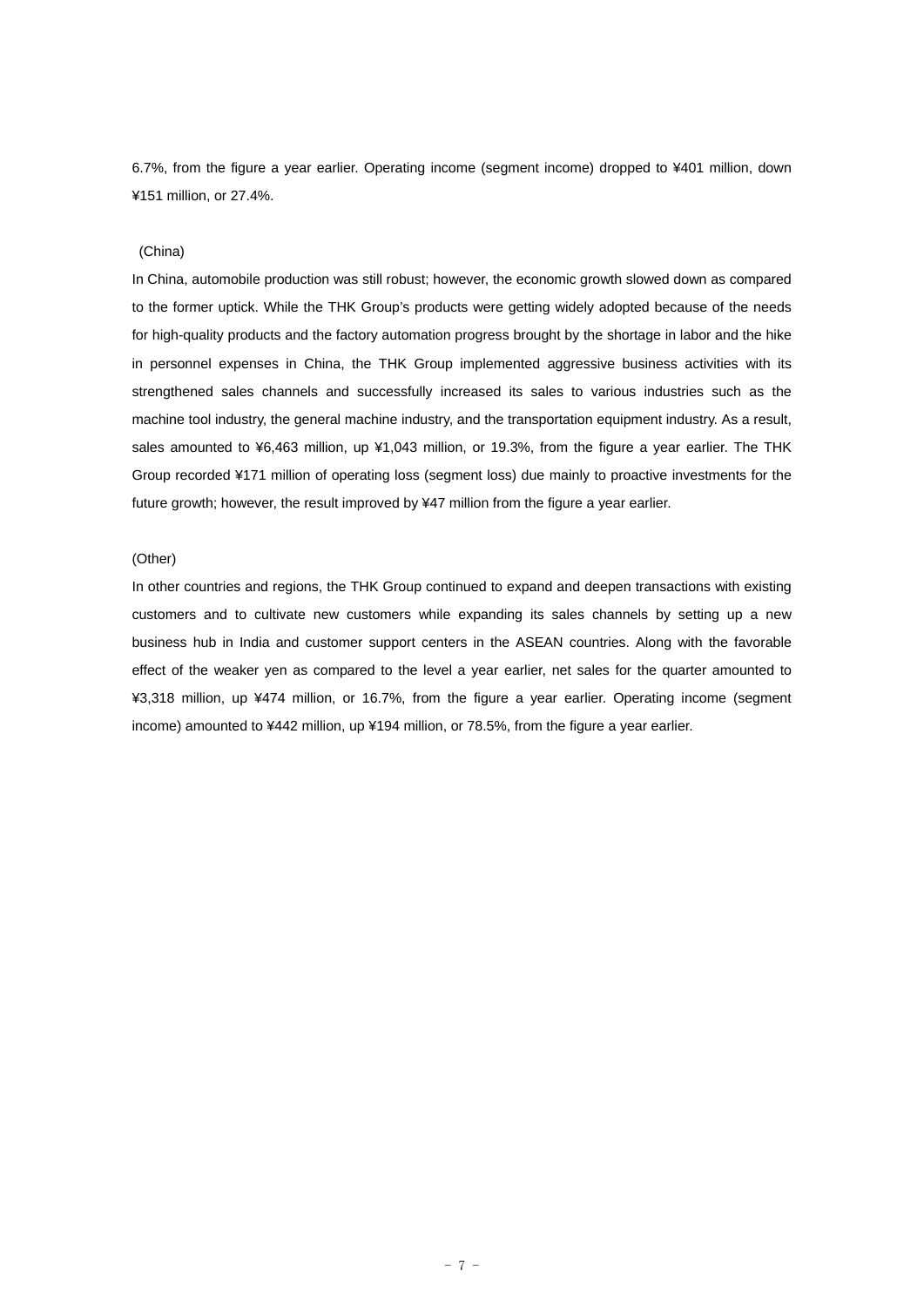6.7%, from the figure a year earlier. Operating income (segment income) dropped to ¥401 million, down ¥151 million, or 27.4%.

(China)

In China, automobile production was still robust; however, the economic growth slowed down as compared to the former uptick. While the THK Group's products were getting widely adopted because of the needs for high-quality products and the factory automation progress brought by the shortage in labor and the hike in personnel expenses in China, the THK Group implemented aggressive business activities with its strengthened sales channels and successfully increased its sales to various industries such as the machine tool industry, the general machine industry, and the transportation equipment industry. As a result, sales amounted to ¥6,463 million, up ¥1,043 million, or 19.3%, from the figure a year earlier. The THK Group recorded ¥171 million of operating loss (segment loss) due mainly to proactive investments for the future growth; however, the result improved by ¥47 million from the figure a year earlier.

(Other)

In other countries and regions, the THK Group continued to expand and deepen transactions with existing customers and to cultivate new customers while expanding its sales channels by setting up a new business hub in India and customer support centers in the ASEAN countries. Along with the favorable effect of the weaker yen as compared to the level a year earlier, net sales for the quarter amounted to ¥3,318 million, up ¥474 million, or 16.7%, from the figure a year earlier. Operating income (segment income) amounted to ¥442 million, up ¥194 million, or 78.5%, from the figure a year earlier.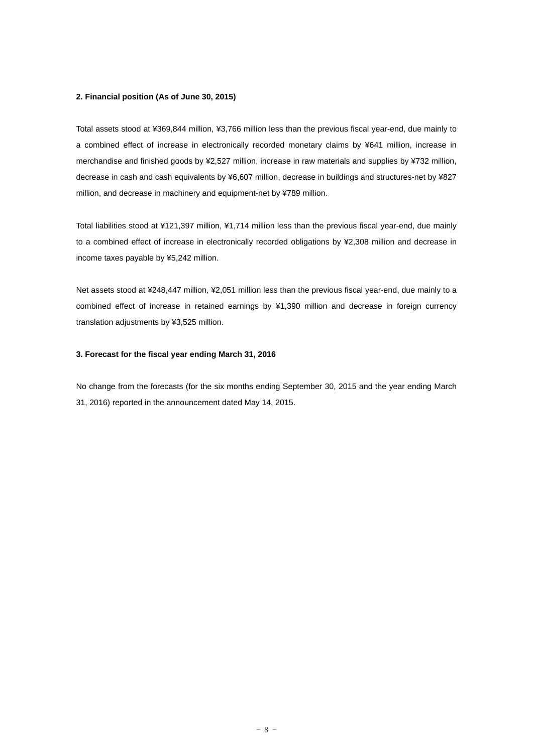**2. Financial position (As of June 30, 2015)**

Total assets stood at ¥369,844 million, ¥3,766 million less than the previous fiscal year-end, due mainly to a combined effect of increase in electronically recorded monetary claims by ¥641 million, increase in merchandise and finished goods by ¥2,527 million, increase in raw materials and supplies by ¥732 million, decrease in cash and cash equivalents by ¥6,607 million, decrease in buildings and structures-net by ¥827 million, and decrease in machinery and equipment-net by ¥789 million.

Total liabilities stood at ¥121,397 million, ¥1,714 million less than the previous fiscal year-end, due mainly to a combined effect of increase in electronically recorded obligations by ¥2,308 million and decrease in income taxes payable by ¥5,242 million.

Net assets stood at ¥248,447 million, ¥2,051 million less than the previous fiscal year-end, due mainly to a combined effect of increase in retained earnings by ¥1,390 million and decrease in foreign currency translation adjustments by ¥3,525 million.

**3. Forecast for the fiscal year ending March 31, 2016**

No change from the forecasts (for the six months ending September 30, 2015 and the year ending March 31, 2016) reported in the announcement dated May 14, 2015.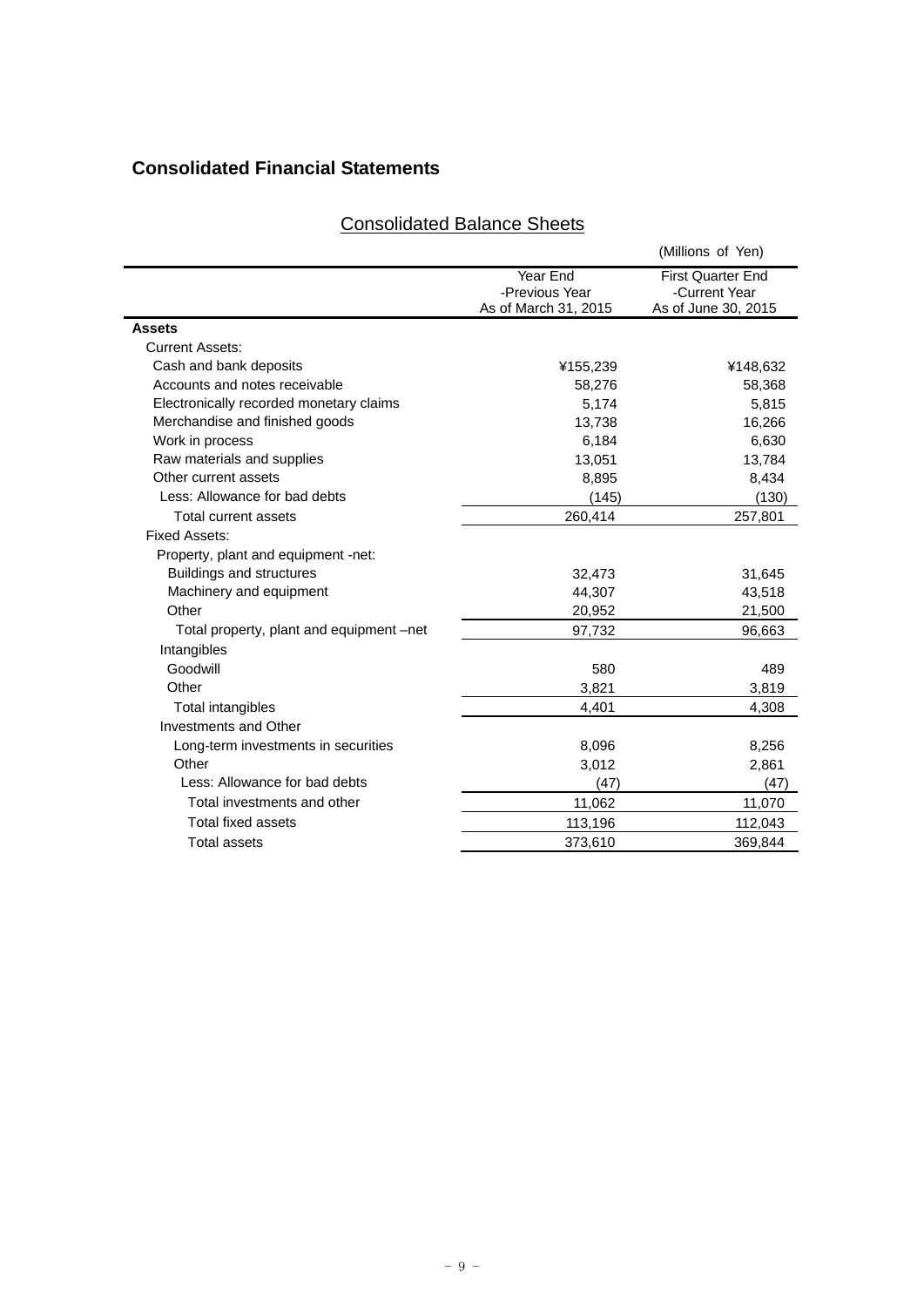## Consolidated Financial Statements

### Consolidated Balance Sheets

(Millions of Yen)

| | Year End -Previous Year As of March 31, 2015 | First Quarter End -Current Year As of June 30, 2015 |
|---|---|---|
| **Assets** | | |
| Current Assets: | | |
| Cash and bank deposits | ¥155,239 | ¥148,632 |
| Accounts and notes receivable | 58,276 | 58,368 |
| Electronically recorded monetary claims | 5,174 | 5,815 |
| Merchandise and finished goods | 13,738 | 16,266 |
| Work in process | 6,184 | 6,630 |
| Raw materials and supplies | 13,051 | 13,784 |
| Other current assets | 8,895 | 8,434 |
| Less: Allowance for bad debts | (145) | (130) |
| Total current assets | 260,414 | 257,801 |
| Fixed Assets: | | |
| Property, plant and equipment -net: | | |
| Buildings and structures | 32,473 | 31,645 |
| Machinery and equipment | 44,307 | 43,518 |
| Other | 20,952 | 21,500 |
| Total property, plant and equipment –net | 97,732 | 96,663 |
| Intangibles | | |
| Goodwill | 580 | 489 |
| Other | 3,821 | 3,819 |
| Total intangibles | 4,401 | 4,308 |
| Investments and Other | | |
| Long-term investments in securities | 8,096 | 8,256 |
| Other | 3,012 | 2,861 |
| Less: Allowance for bad debts | (47) | (47) |
| Total investments and other | 11,062 | 11,070 |
| Total fixed assets | 113,196 | 112,043 |
| Total assets | 373,610 | 369,844 |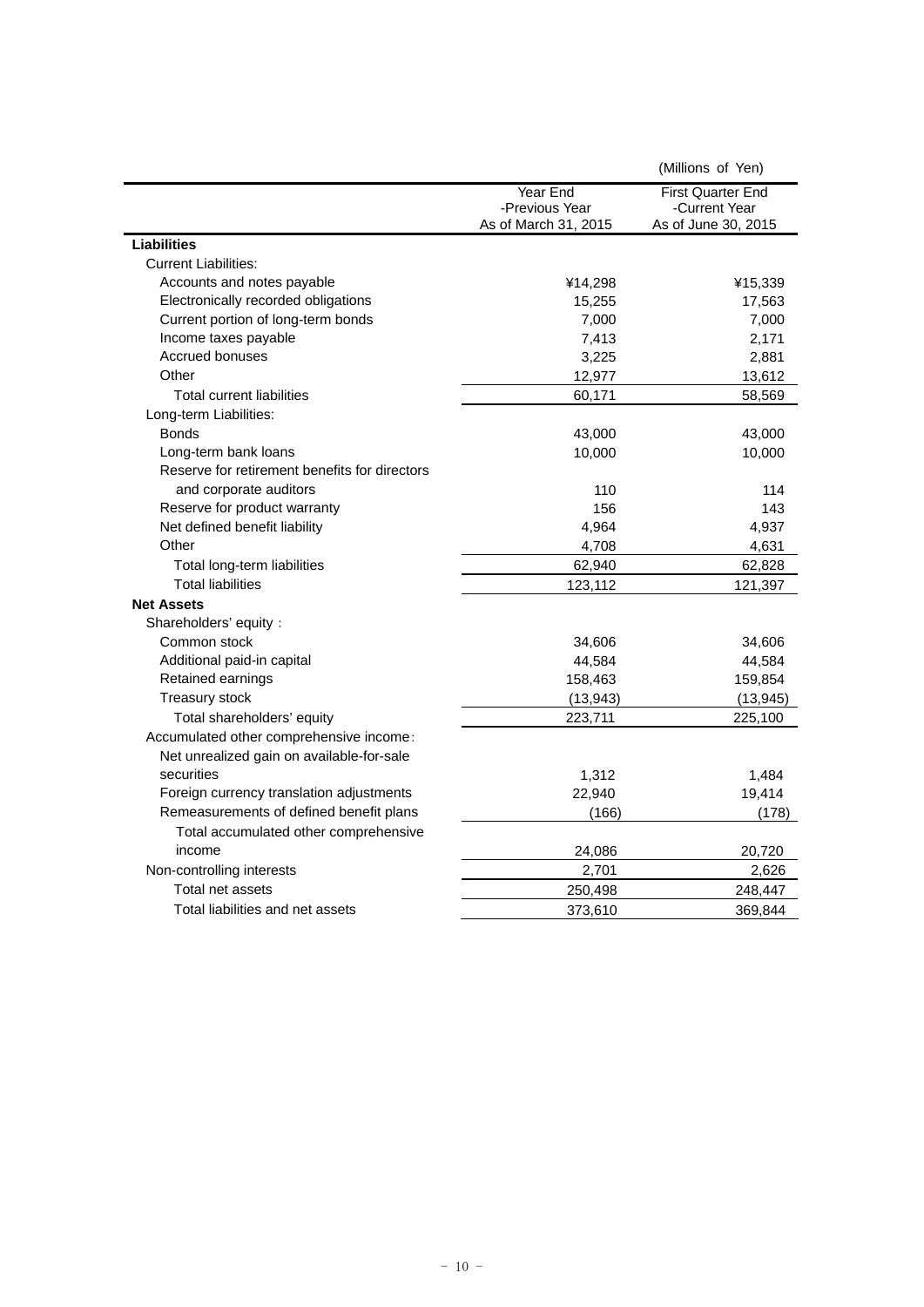(Millions of Yen)

| | Year End -Previous Year As of March 31, 2015 | First Quarter End -Current Year As of June 30, 2015 |
|---|---|---|
| **Liabilities** | | |
| Current Liabilities: | | |
| Accounts and notes payable | ¥14,298 | ¥15,339 |
| Electronically recorded obligations | 15,255 | 17,563 |
| Current portion of long-term bonds | 7,000 | 7,000 |
| Income taxes payable | 7,413 | 2,171 |
| Accrued bonuses | 3,225 | 2,881 |
| Other | 12,977 | 13,612 |
| Total current liabilities | 60,171 | 58,569 |
| Long-term Liabilities: | | |
| Bonds | 43,000 | 43,000 |
| Long-term bank loans | 10,000 | 10,000 |
| Reserve for retirement benefits for directors and corporate auditors | 110 | 114 |
| Reserve for product warranty | 156 | 143 |
| Net defined benefit liability | 4,964 | 4,937 |
| Other | 4,708 | 4,631 |
| Total long-term liabilities | 62,940 | 62,828 |
| Total liabilities | 123,112 | 121,397 |
| **Net Assets** | | |
| Shareholders' equity： | | |
| Common stock | 34,606 | 34,606 |
| Additional paid-in capital | 44,584 | 44,584 |
| Retained earnings | 158,463 | 159,854 |
| Treasury stock | (13,943) | (13,945) |
| Total shareholders' equity | 223,711 | 225,100 |
| Accumulated other comprehensive income： | | |
| Net unrealized gain on available-for-sale securities | 1,312 | 1,484 |
| Foreign currency translation adjustments | 22,940 | 19,414 |
| Remeasurements of defined benefit plans | (166) | (178) |
| Total accumulated other comprehensive income | 24,086 | 20,720 |
| Non-controlling interests | 2,701 | 2,626 |
| Total net assets | 250,498 | 248,447 |
| Total liabilities and net assets | 373,610 | 369,844 |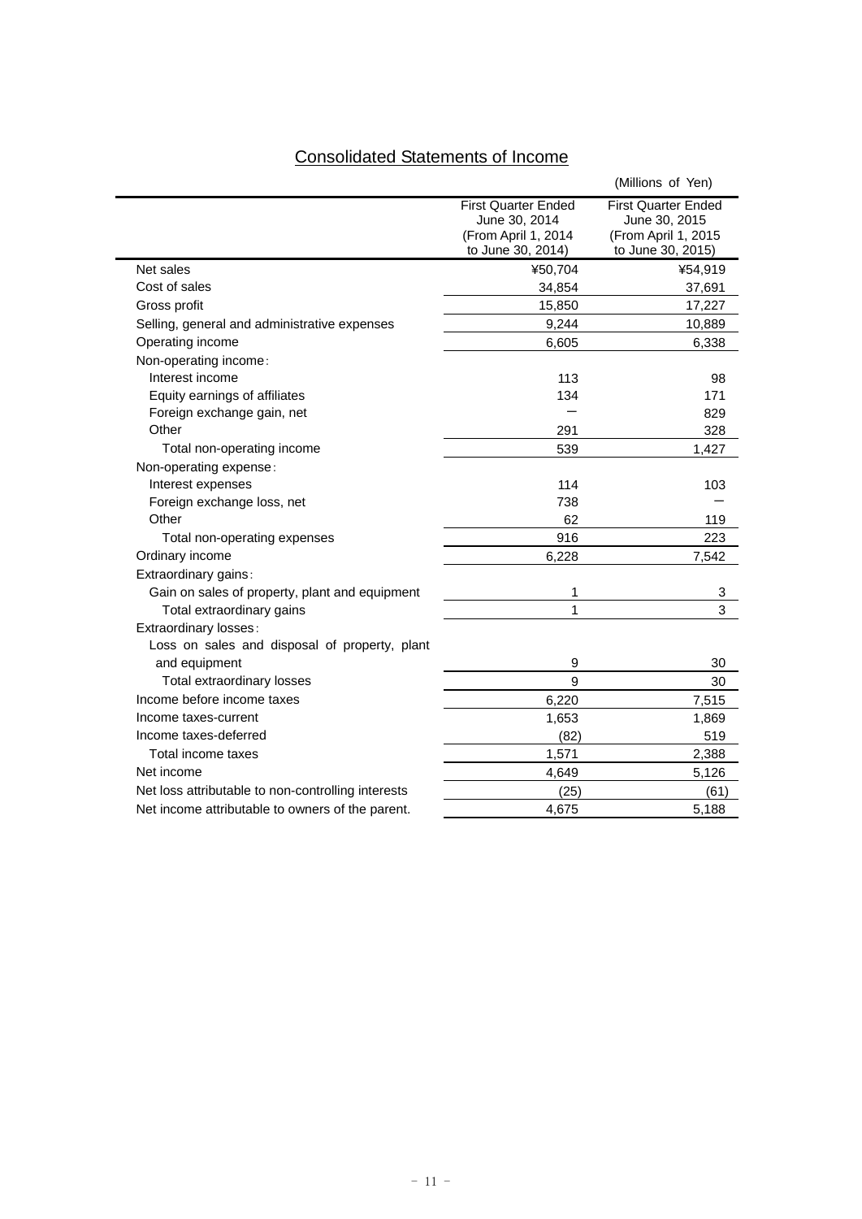## Consolidated Statements of Income

(Millions of Yen)

| | First Quarter Ended June 30, 2014 (From April 1, 2014 to June 30, 2014) | First Quarter Ended June 30, 2015 (From April 1, 2015 to June 30, 2015) |
|---|---|---|
| Net sales | ¥50,704 | ¥54,919 |
| Cost of sales | 34,854 | 37,691 |
| Gross profit | 15,850 | 17,227 |
| Selling, general and administrative expenses | 9,244 | 10,889 |
| Operating income | 6,605 | 6,338 |
| Non-operating income： | | |
| Interest income | 113 | 98 |
| Equity earnings of affiliates | 134 | 171 |
| Foreign exchange gain, net | － | 829 |
| Other | 291 | 328 |
| Total non-operating income | 539 | 1,427 |
| Non-operating expense： | | |
| Interest expenses | 114 | 103 |
| Foreign exchange loss, net | 738 | － |
| Other | 62 | 119 |
| Total non-operating expenses | 916 | 223 |
| Ordinary income | 6,228 | 7,542 |
| Extraordinary gains： | | |
| Gain on sales of property, plant and equipment | 1 | 3 |
| Total extraordinary gains | 1 | 3 |
| Extraordinary losses： | | |
| Loss on sales and disposal of property, plant and equipment | 9 | 30 |
| Total extraordinary losses | 9 | 30 |
| Income before income taxes | 6,220 | 7,515 |
| Income taxes-current | 1,653 | 1,869 |
| Income taxes-deferred | (82) | 519 |
| Total income taxes | 1,571 | 2,388 |
| Net income | 4,649 | 5,126 |
| Net loss attributable to non-controlling interests | (25) | (61) |
| Net income attributable to owners of the parent. | 4,675 | 5,188 |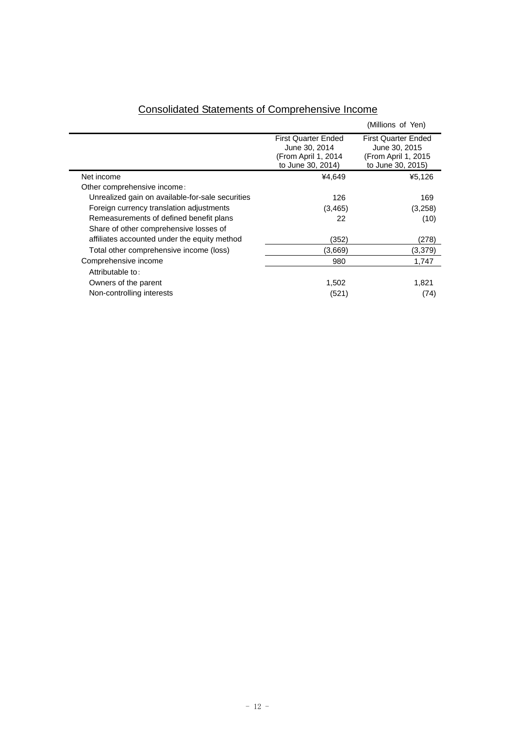## Consolidated Statements of Comprehensive Income

(Millions of Yen)

| | First Quarter Ended June 30, 2014 (From April 1, 2014 to June 30, 2014) | First Quarter Ended June 30, 2015 (From April 1, 2015 to June 30, 2015) |
|---|---|---|
| Net income | ¥4,649 | ¥5,126 |
| Other comprehensive income: | | |
| Unrealized gain on available-for-sale securities | 126 | 169 |
| Foreign currency translation adjustments | (3,465) | (3,258) |
| Remeasurements of defined benefit plans | 22 | (10) |
| Share of other comprehensive losses of affiliates accounted under the equity method | (352) | (278) |
| Total other comprehensive income (loss) | (3,669) | (3,379) |
| Comprehensive income | 980 | 1,747 |
| Attributable to: | | |
| Owners of the parent | 1,502 | 1,821 |
| Non-controlling interests | (521) | (74) |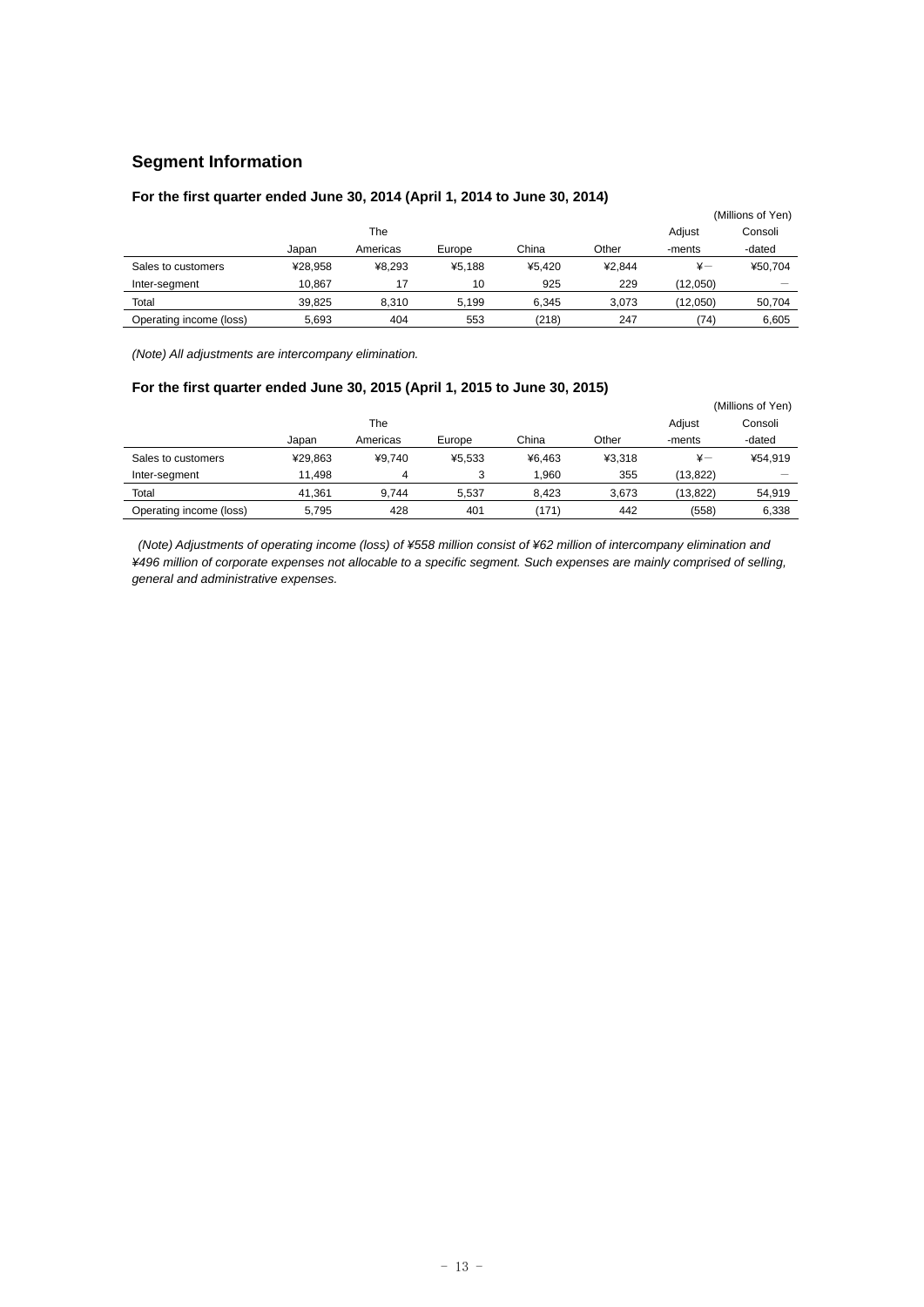## Segment Information

### For the first quarter ended June 30, 2014 (April 1, 2014 to June 30, 2014)

(Millions of Yen)

| | Japan | The Americas | Europe | China | Other | Adjust -ments | Consoli -dated |
|---|---|---|---|---|---|---|---|
| Sales to customers | ¥28,958 | ¥8,293 | ¥5,188 | ¥5,420 | ¥2,844 | ¥ー | ¥50,704 |
| Inter-segment | 10,867 | 17 | 10 | 925 | 229 | (12,050) | ー |
| Total | 39,825 | 8,310 | 5,199 | 6,345 | 3,073 | (12,050) | 50,704 |
| Operating income (loss) | 5,693 | 404 | 553 | (218) | 247 | (74) | 6,605 |

*(Note) All adjustments are intercompany elimination.*

### For the first quarter ended June 30, 2015 (April 1, 2015 to June 30, 2015)

(Millions of Yen)

| | Japan | The Americas | Europe | China | Other | Adjust -ments | Consoli -dated |
|---|---|---|---|---|---|---|---|
| Sales to customers | ¥29,863 | ¥9,740 | ¥5,533 | ¥6,463 | ¥3,318 | ¥ー | ¥54,919 |
| Inter-segment | 11,498 | 4 | 3 | 1,960 | 355 | (13,822) | ー |
| Total | 41,361 | 9,744 | 5,537 | 8,423 | 3,673 | (13,822) | 54,919 |
| Operating income (loss) | 5,795 | 428 | 401 | (171) | 442 | (558) | 6,338 |

*(Note) Adjustments of operating income (loss) of ¥558 million consist of ¥62 million of intercompany elimination and ¥496 million of corporate expenses not allocable to a specific segment. Such expenses are mainly comprised of selling, general and administrative expenses.*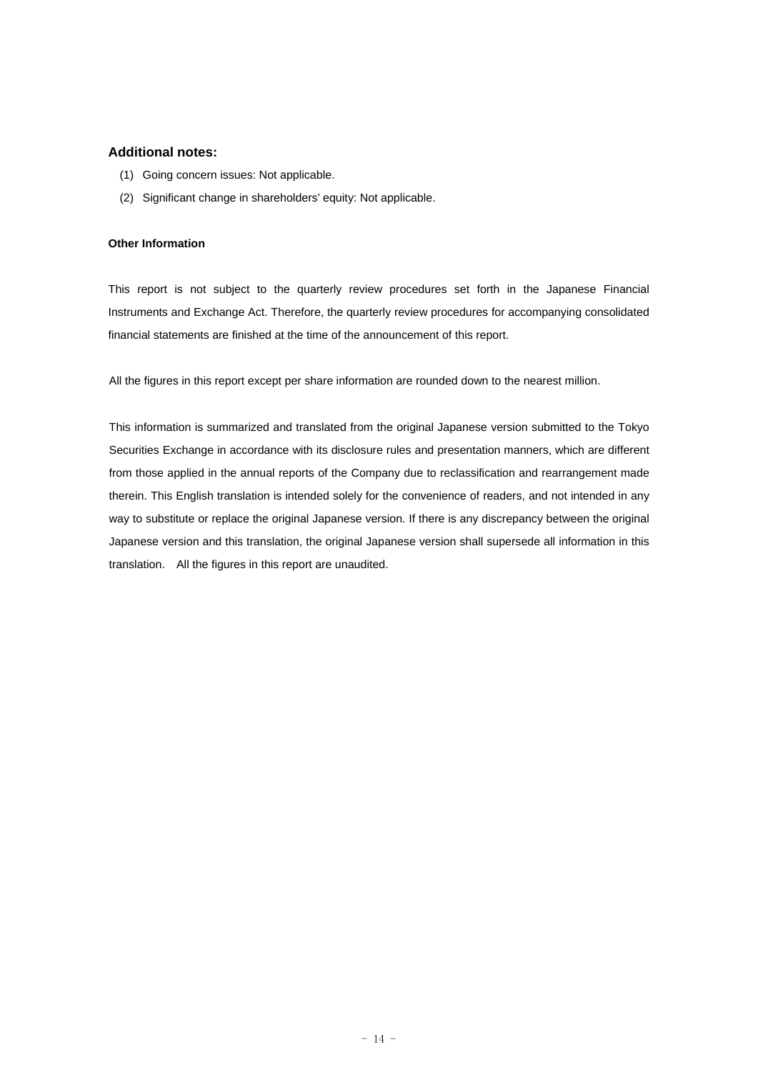## Additional notes:

(1) Going concern issues: Not applicable.

(2) Significant change in shareholders' equity: Not applicable.

**Other Information**

This report is not subject to the quarterly review procedures set forth in the Japanese Financial Instruments and Exchange Act. Therefore, the quarterly review procedures for accompanying consolidated financial statements are finished at the time of the announcement of this report.

All the figures in this report except per share information are rounded down to the nearest million.

This information is summarized and translated from the original Japanese version submitted to the Tokyo Securities Exchange in accordance with its disclosure rules and presentation manners, which are different from those applied in the annual reports of the Company due to reclassification and rearrangement made therein. This English translation is intended solely for the convenience of readers, and not intended in any way to substitute or replace the original Japanese version. If there is any discrepancy between the original Japanese version and this translation, the original Japanese version shall supersede all information in this translation.　All the figures in this report are unaudited.